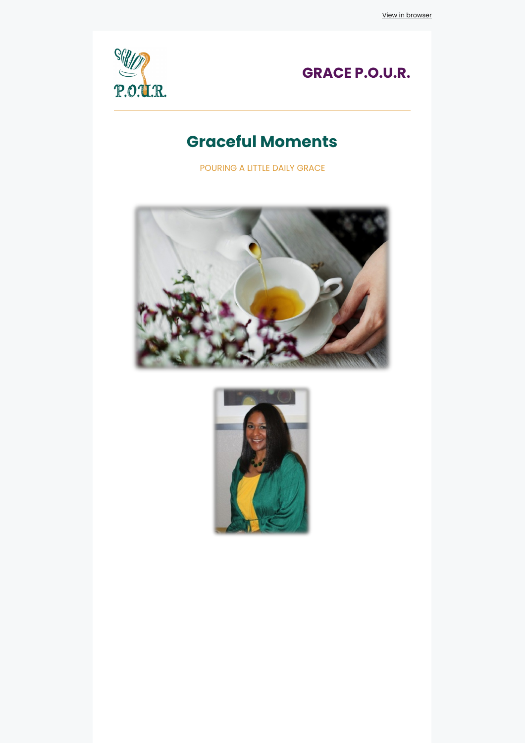View in browser

GRACE P.O.U.R.

# Graceful Moments

POURING A LITTLE DAILY GRACE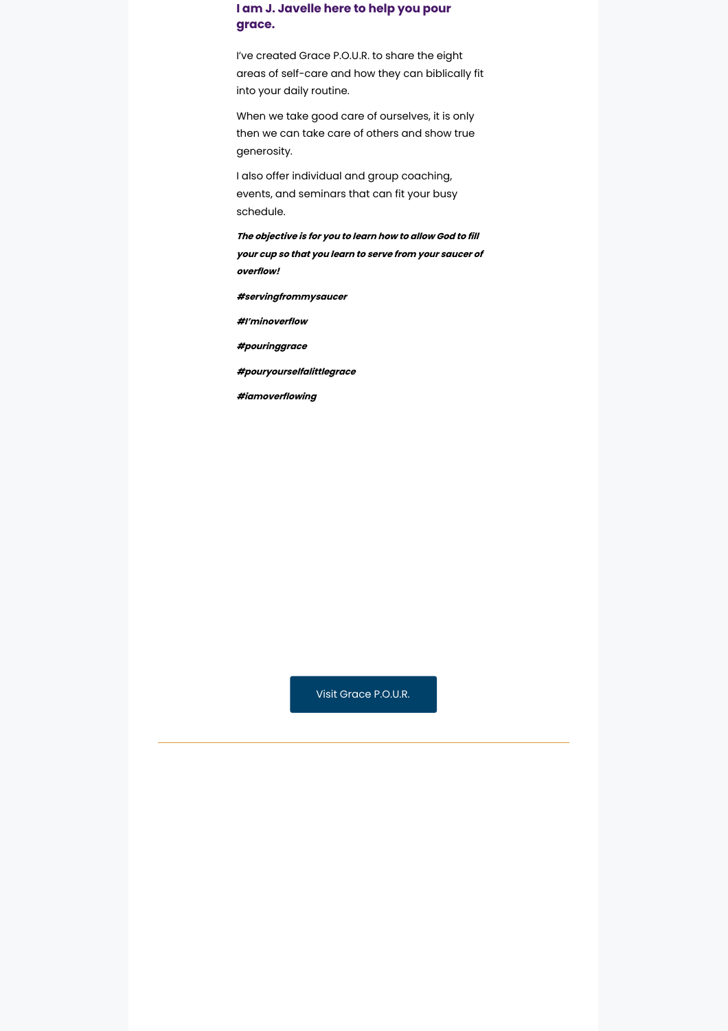### I am J. Javelle here to help you pour grace.

I've created Grace P.O.U.R. to share the eight areas of self-care and how they can biblically fit into your daily routine.

When we take good care of ourselves, it is only then we can take care of others and show true generosity.

I also offer individual and group coaching, events, and seminars that can fit your busy schedule.

***The objective is for you to learn how to allow God to fill your cup so that you learn to serve from your saucer of overflow!***

***#servingfrommysaucer***

***#I'minoverflow***

***#pouringgrace***

***#pouryourselfalittlegrace***

***#iamoverflowing***

Visit Grace P.O.U.R.

---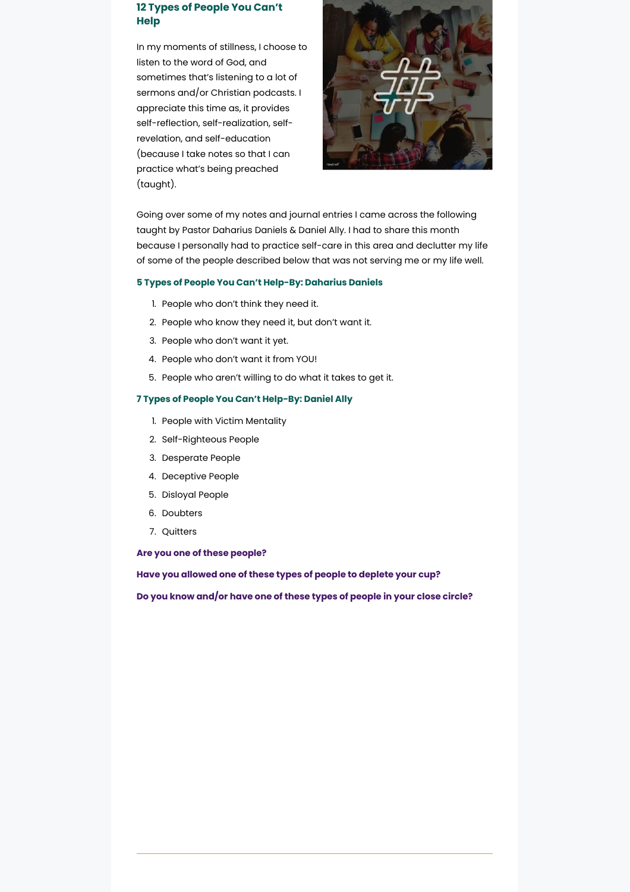## 12 Types of People You Can't Help

In my moments of stillness, I choose to listen to the word of God, and sometimes that's listening to a lot of sermons and/or Christian podcasts. I appreciate this time as, it provides self-reflection, self-realization, self-revelation, and self-education (because I take notes so that I can practice what's being preached (taught).

Going over some of my notes and journal entries I came across the following taught by Pastor Daharius Daniels & Daniel Ally. I had to share this month because I personally had to practice self-care in this area and declutter my life of some of the people described below that was not serving me or my life well.

### 5 Types of People You Can't Help-By: Daharius Daniels

1. People who don't think they need it.
2. People who know they need it, but don't want it.
3. People who don't want it yet.
4. People who don't want it from YOU!
5. People who aren't willing to do what it takes to get it.

### 7 Types of People You Can't Help-By: Daniel Ally

1. People with Victim Mentality
2. Self-Righteous People
3. Desperate People
4. Deceptive People
5. Disloyal People
6. Doubters
7. Quitters

**Are you one of these people?**

**Have you allowed one of these types of people to deplete your cup?**

**Do you know and/or have one of these types of people in your close circle?**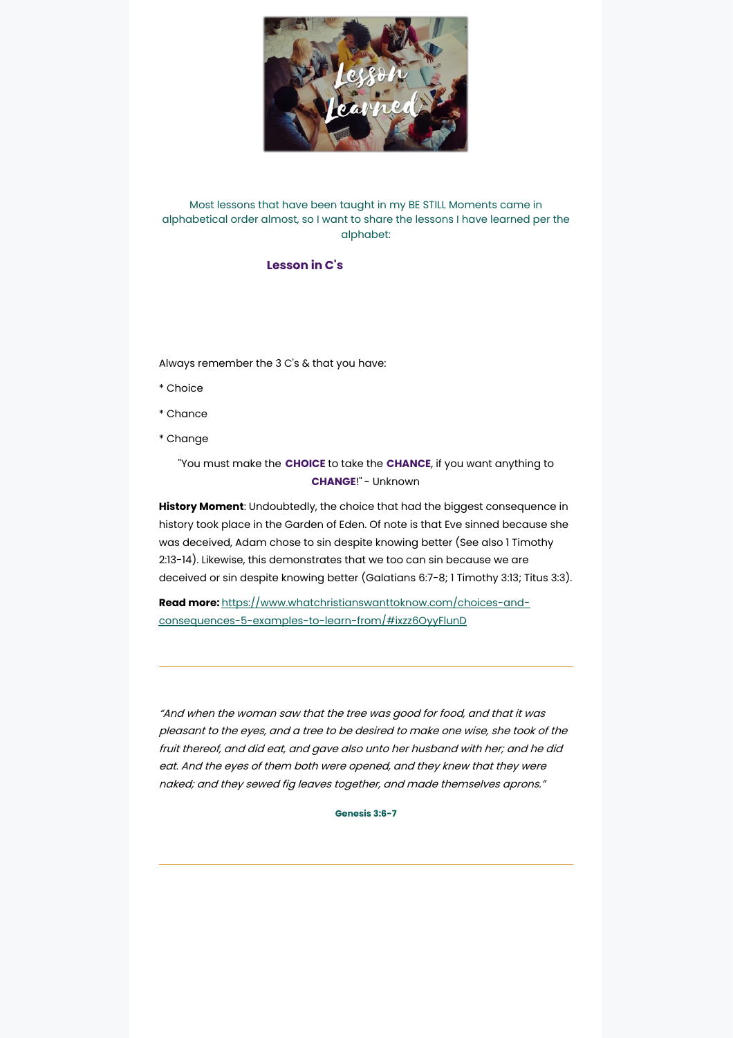Most lessons that have been taught in my BE STILL Moments came in alphabetical order almost, so I want to share the lessons I have learned per the alphabet:

### Lesson in C's

Always remember the 3 C's & that you have:

* Choice

* Chance

* Change

"You must make the **CHOICE** to take the **CHANCE**, if you want anything to **CHANGE**!" - Unknown

**History Moment**: Undoubtedly, the choice that had the biggest consequence in history took place in the Garden of Eden. Of note is that Eve sinned because she was deceived, Adam chose to sin despite knowing better (See also 1 Timothy 2:13-14). Likewise, this demonstrates that we too can sin because we are deceived or sin despite knowing better (Galatians 6:7-8; 1 Timothy 3:13; Titus 3:3).

**Read more:** https://www.whatchristianswanttoknow.com/choices-and-consequences-5-examples-to-learn-from/#ixzz6OyyFlunD

---

*"And when the woman saw that the tree was good for food, and that it was pleasant to the eyes, and a tree to be desired to make one wise, she took of the fruit thereof, and did eat, and gave also unto her husband with her; and he did eat. And the eyes of them both were opened, and they knew that they were naked; and they sewed fig leaves together, and made themselves aprons."*

**Genesis 3:6-7**

---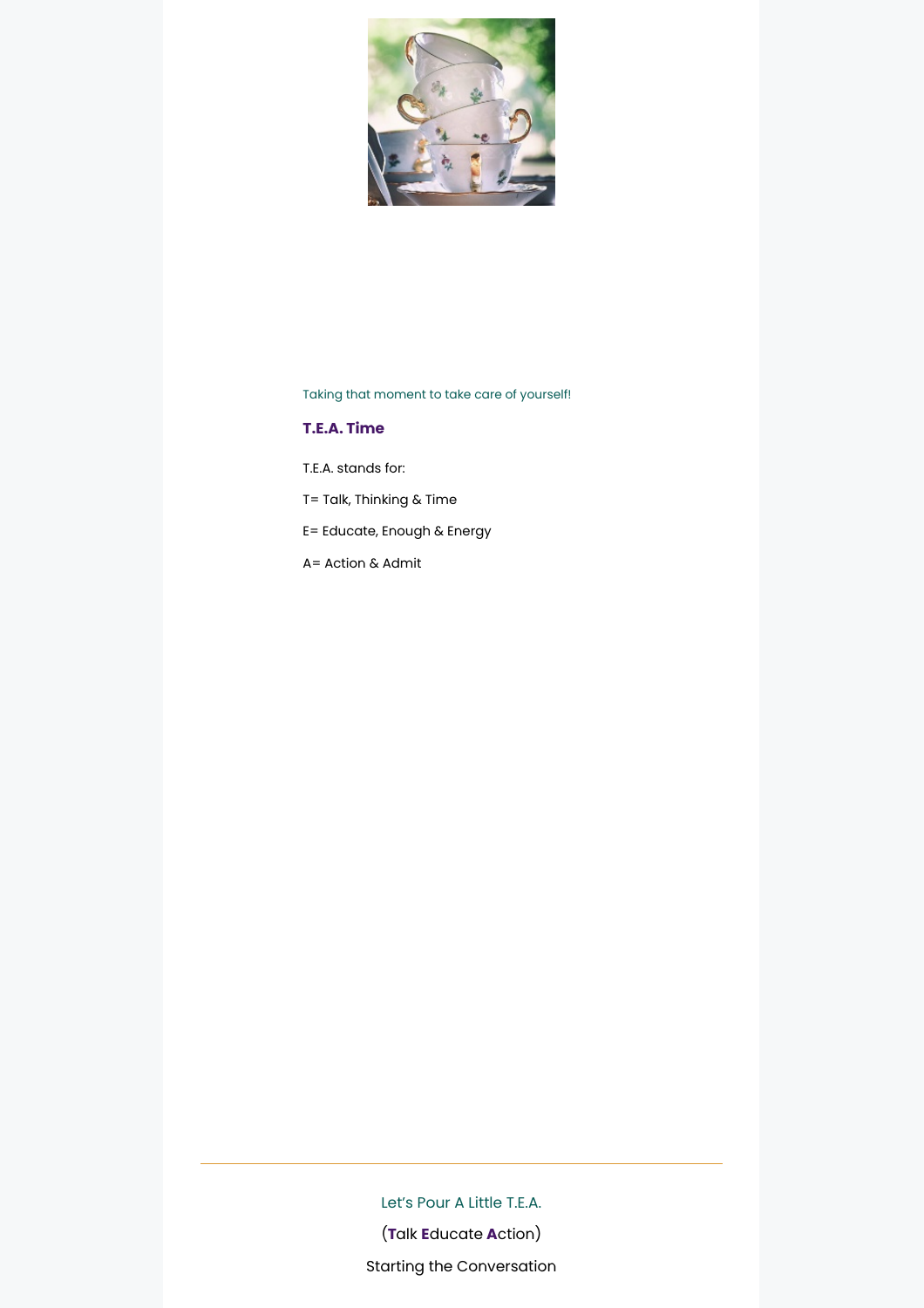Taking that moment to take care of yourself!

**T.E.A. Time**

T.E.A. stands for:

T= Talk, Thinking & Time

E= Educate, Enough & Energy

A= Action & Admit

---

Let's Pour A Little T.E.A.

(**T**alk **E**ducate **A**ction)

Starting the Conversation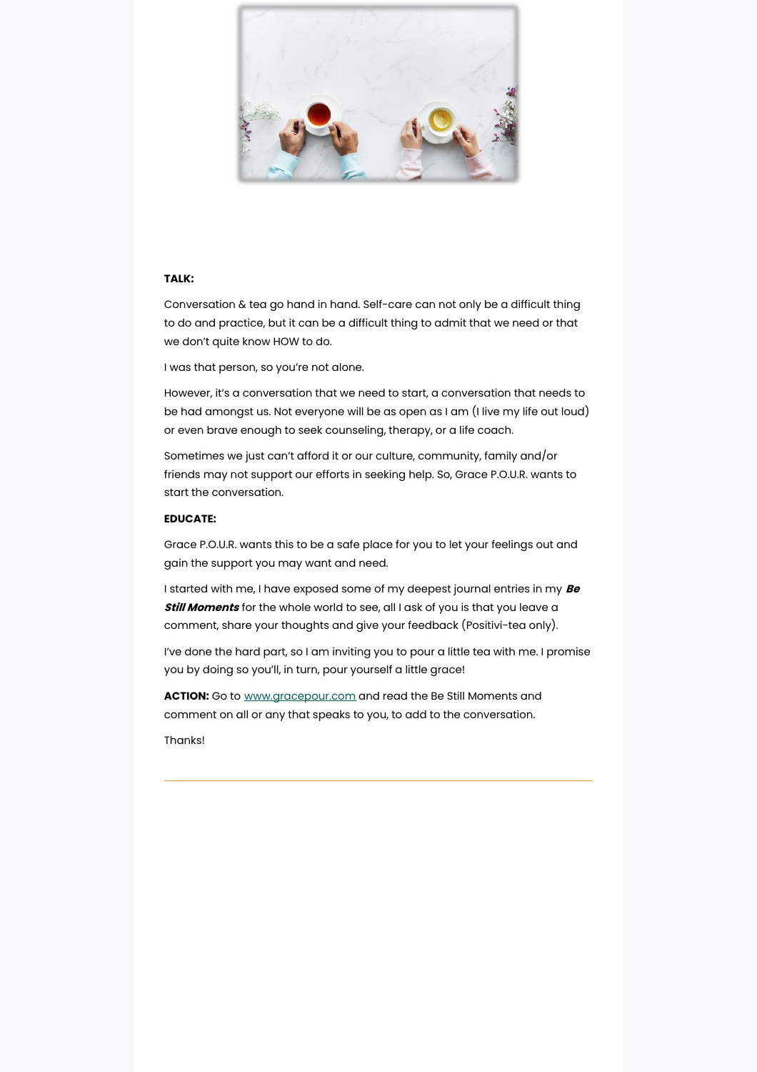**TALK:**

Conversation & tea go hand in hand. Self-care can not only be a difficult thing to do and practice, but it can be a difficult thing to admit that we need or that we don't quite know HOW to do.

I was that person, so you're not alone.

However, it's a conversation that we need to start, a conversation that needs to be had amongst us. Not everyone will be as open as I am (I live my life out loud) or even brave enough to seek counseling, therapy, or a life coach.

Sometimes we just can't afford it or our culture, community, family and/or friends may not support our efforts in seeking help. So, Grace P.O.U.R. wants to start the conversation.

**EDUCATE:**

Grace P.O.U.R. wants this to be a safe place for you to let your feelings out and gain the support you may want and need.

I started with me, I have exposed some of my deepest journal entries in my ***Be Still Moments*** for the whole world to see, all I ask of you is that you leave a comment, share your thoughts and give your feedback (Positivi-tea only).

I've done the hard part, so I am inviting you to pour a little tea with me. I promise you by doing so you'll, in turn, pour yourself a little grace!

**ACTION:** Go to [www.gracepour.com](http://www.gracepour.com) and read the Be Still Moments and comment on all or any that speaks to you, to add to the conversation.

Thanks!

---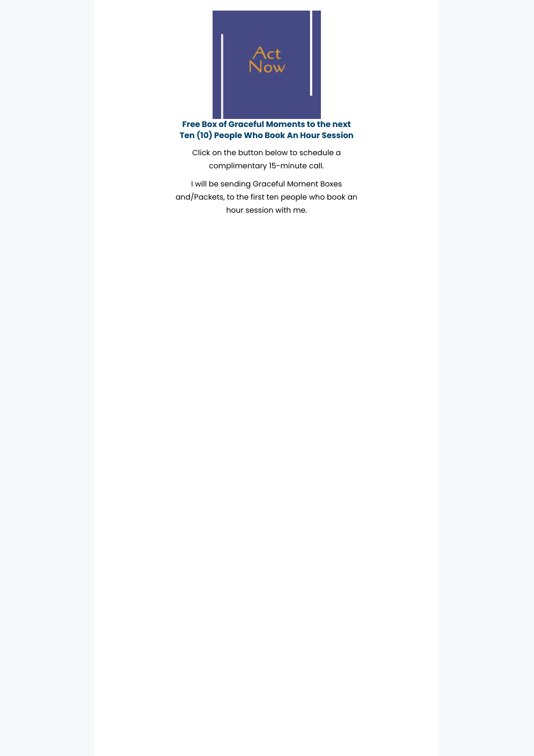Act Now

**Free Box of Graceful Moments to the next Ten (10) People Who Book An Hour Session**

Click on the button below to schedule a complimentary 15-minute call.

I will be sending Graceful Moment Boxes and/Packets, to the first ten people who book an hour session with me.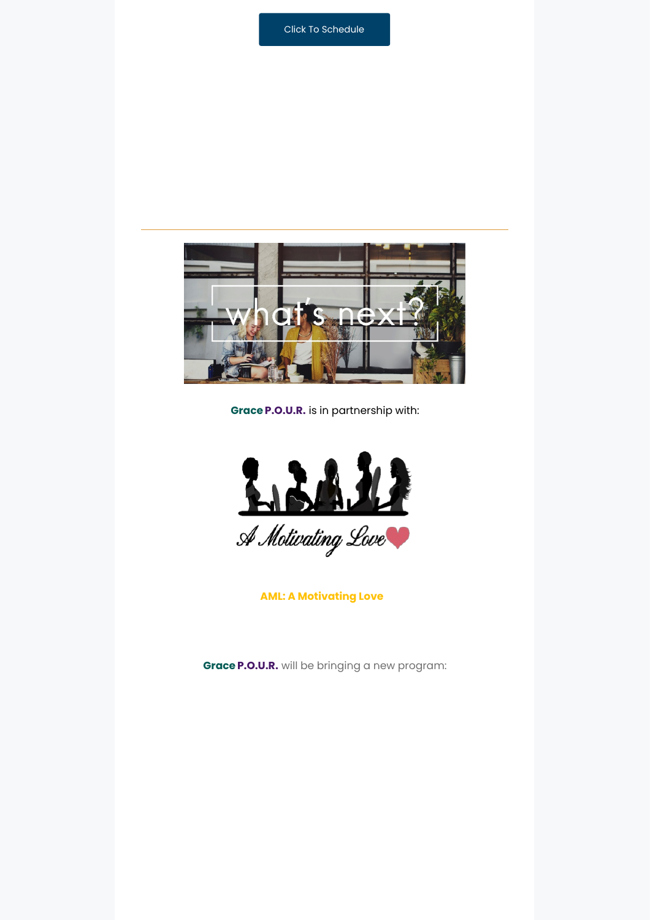Click To Schedule

---

**Grace P.O.U.R.** is in partnership with:

**AML: A Motivating Love**

**Grace P.O.U.R.** will be bringing a new program: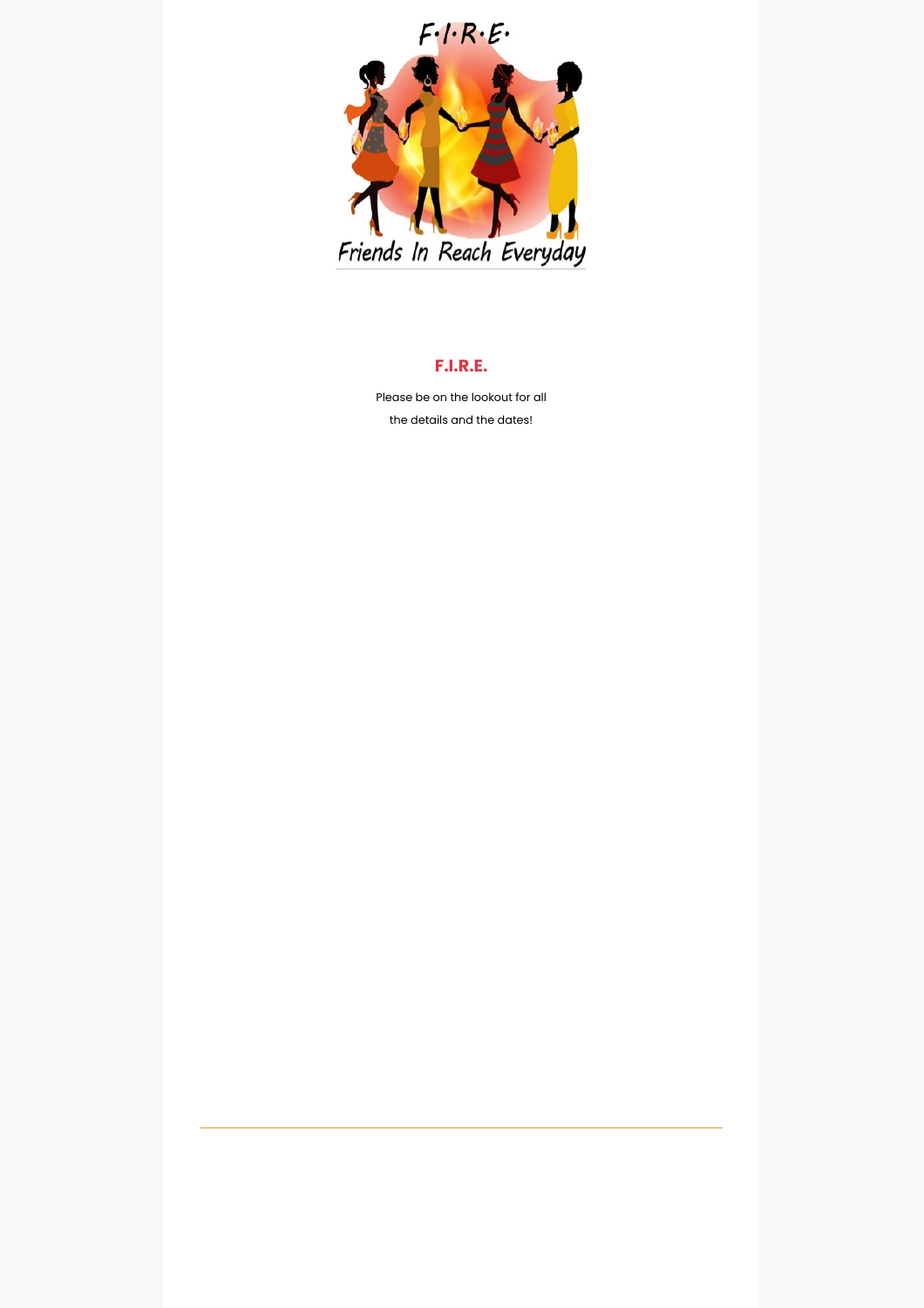## F.I.R.E.

Please be on the lookout for all the details and the dates!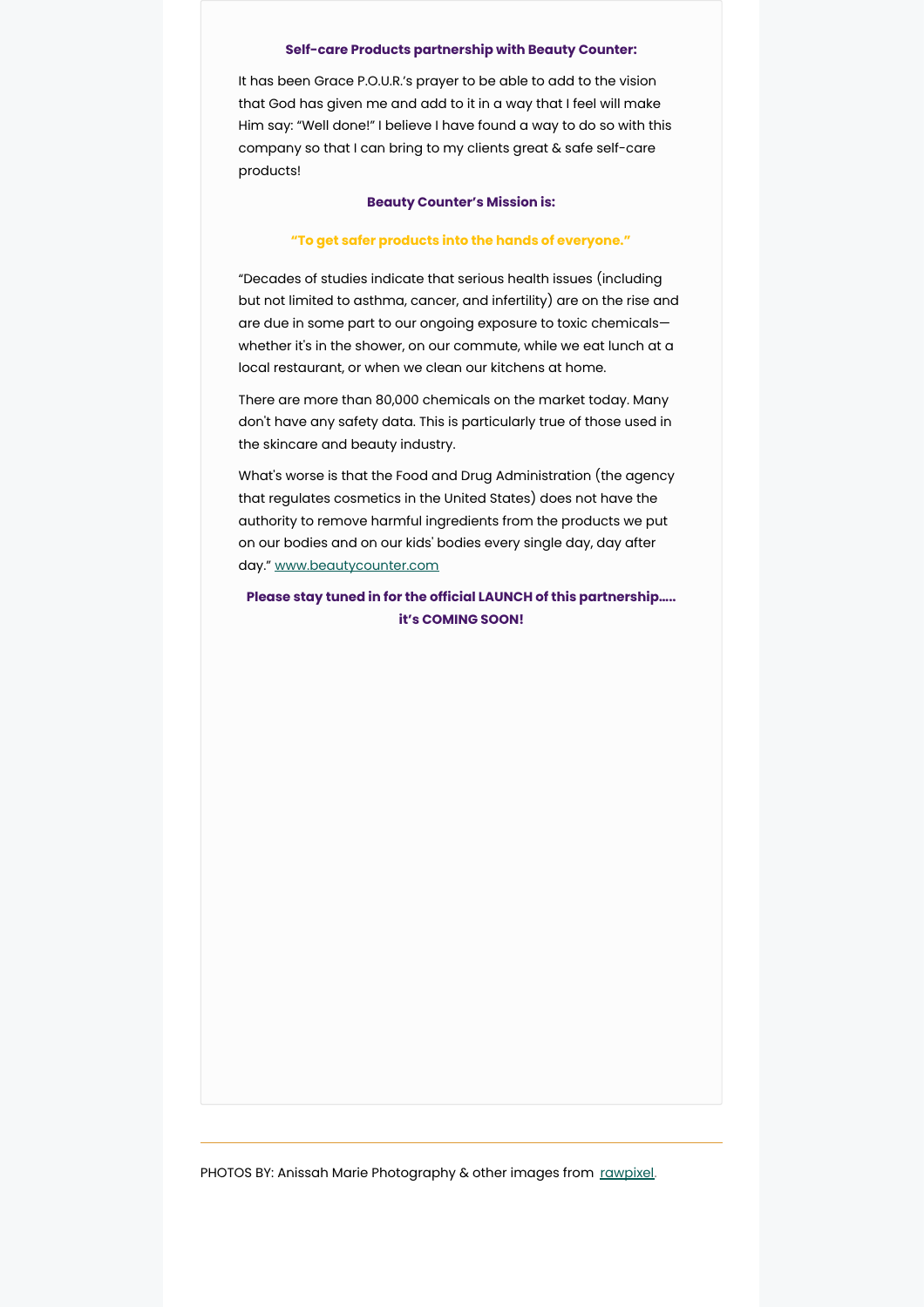**Self-care Products partnership with Beauty Counter:**

It has been Grace P.O.U.R.'s prayer to be able to add to the vision that God has given me and add to it in a way that I feel will make Him say: "Well done!" I believe I have found a way to do so with this company so that I can bring to my clients great & safe self-care products!

**Beauty Counter's Mission is:**

**"To get safer products into the hands of everyone."**

"Decades of studies indicate that serious health issues (including but not limited to asthma, cancer, and infertility) are on the rise and are due in some part to our ongoing exposure to toxic chemicals—whether it's in the shower, on our commute, while we eat lunch at a local restaurant, or when we clean our kitchens at home.

There are more than 80,000 chemicals on the market today. Many don't have any safety data. This is particularly true of those used in the skincare and beauty industry.

What's worse is that the Food and Drug Administration (the agency that regulates cosmetics in the United States) does not have the authority to remove harmful ingredients from the products we put on our bodies and on our kids' bodies every single day, day after day." [www.beautycounter.com](http://www.beautycounter.com)

**Please stay tuned in for the official LAUNCH of this partnership..... it's COMING SOON!**

---

PHOTOS BY: Anissah Marie Photography & other images from [rawpixel](https://www.rawpixel.com).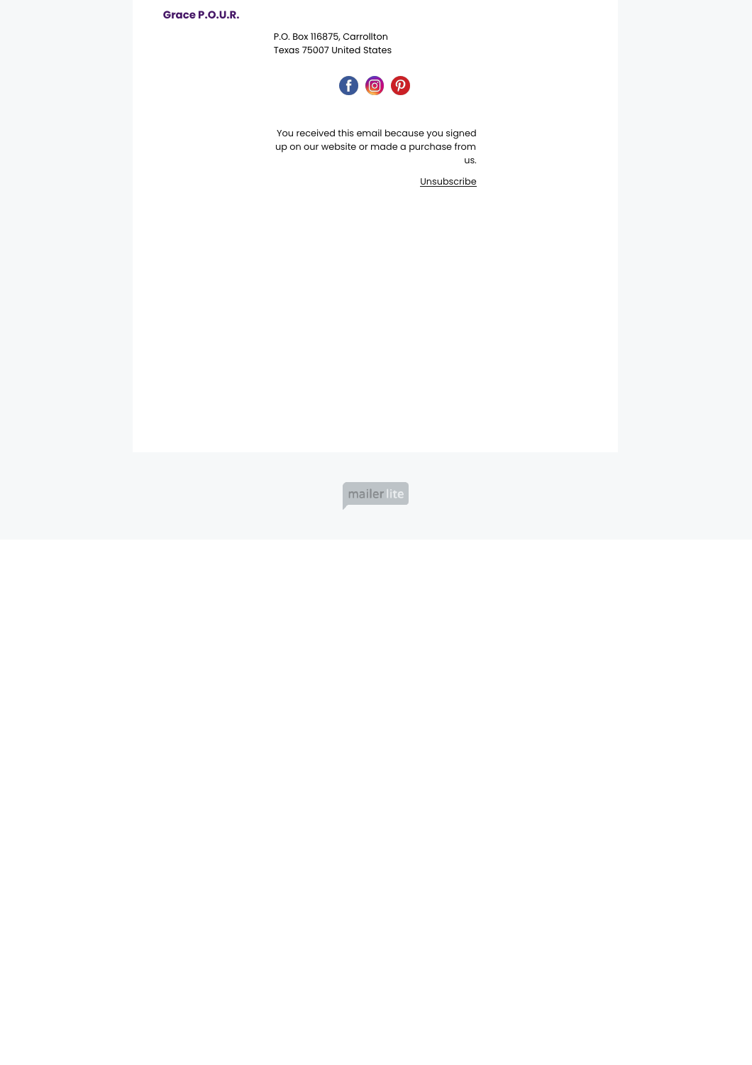**Grace P.O.U.R.**

P.O. Box 116875, Carrollton
Texas 75007 United States

You received this email because you signed up on our website or made a purchase from us.

Unsubscribe

mailerlite